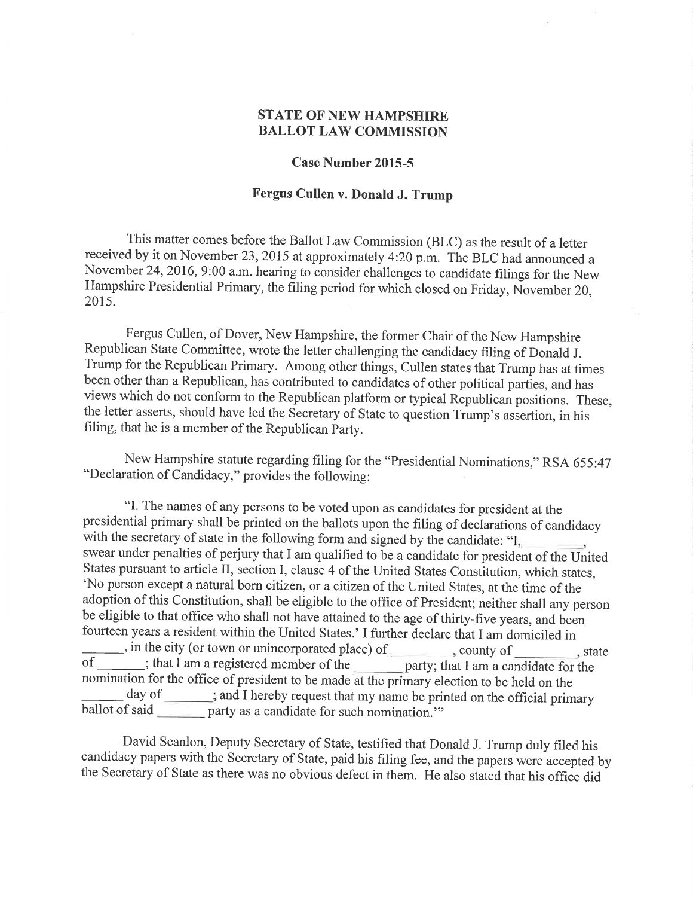## STATE OF NEW HAMPSHIRE BALLOT LAW COMMISSION

### Case Number 2015-5

### Fergus Cullen v. Donald J. Trump

This matter comes before the Ballot Law Commission (BLC) as the result of a letter received by it on November 23, 2015 at approximately 4:20 p.m. The BLC had announced a November 24, 2016, 9:00 a.m. hearing to consider challenges to candidate filings for the New Hampshire Presidential Primary, the filing period for which closed on Friday, November 20, 2015.

Fergus Cullen, of Dover, New Hampshire, the former Chair of the New Hampshire Republican State Committee, wrote the letter challenging the candidacy filing of Donald J. Trump for the Republican Primary. Among other things, Cullen states that Trump has at times been other than a Republican, has contributed to candidates of other political parties, and has views which do not conform to the Republican platform or typical Republican positions. These, the letter asserts, should have led the Secretary of State to question Trump's assertion, in his filing, that he is a member of the Republican Party.

New Hampshire statute regarding filing for the "Presidential Nominations," RSA 655:47 "Declaration of Candidacy," provides the following:

"I. The names of any persons to be voted upon as candidates for president at the presidential primary shall be printed on the ballots upon the filing of declarations of candidacy with the secretary of state in the following form and signed by the candidate: "I, \_\_\_\_\_\_\_\_\_, swear under penalties of perjury that I am qualified to be a candidate for president of the United States pursuant to article II, section I, clause 4 of the United States Constitution, which states, 'No person except a natural born citizen, or a citizen of the United States, at the time of the adoption of this Constitution, shall be eligible to the office of President; neither shall any person be eligible to that office who shall not have attained to the age of thirty-five years, and been fourteen years a resident within the United States.' I further declare that I am domiciled in \_\_\_\_\_\_, in the city (or town or unincorporated place) of \_\_\_\_\_\_\_\_\_, county of \_\_\_\_\_\_\_\_\_, state of \_\_\_\_\_\_\_; that I am a registered member of the \_\_\_\_\_\_\_ party; that I am a candidate for the nomination for the office of president to be made at the primary election to be held on the \_\_\_\_\_\_ day of \_\_\_\_\_\_\_; and I hereby request that my name be printed on the official primary ballot of said \_\_\_\_\_\_\_ party as a candidate for such nomination.'"

David Scanlon, Deputy Secretary of State, testified that Donald J. Trump duly filed his candidacy papers with the Secretary of State, paid his filing fee, and the papers were accepted by the Secretary of State as there was no obvious defect in them. He also stated that his office did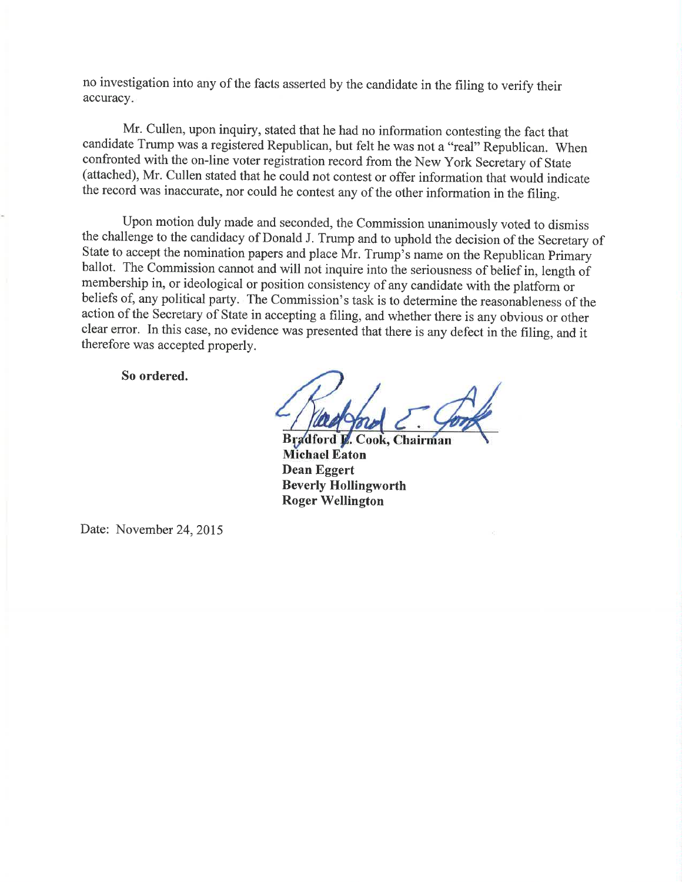no investigation into any of the facts asserted by the candidate in the filing to verify their accuracy.

Mr. Cullen, upon inquiry, stated that he had no information contesting the fact that candidate Trump was a registered Republican, but felt he was not a "real" Republican. When confronted with the on-line voter registration record from the New York Secretary of State (attached), Mr. Cullen stated that he could not contest or offer information that would indicate the record was inaccurate, nor could he contest any of the other information in the filing.

Upon motion duly made and seconded, the Commission unanimously voted to dismiss the challenge to the candidacy of Donald J. Trump and to uphold the decision of the Secretary of State to accept the nomination papers and place Mr. Trump's name on the Republican Primary ballot. The Commission cannot and will not inquire into the seriousness of belief in, length of membership in, or ideological or position consistency of any candidate with the platform or beliefs of, any political party. The Commission's task is to determine the reasonableness of the action of the Secretary of State in accepting a filing, and whether there is any obvious or other clear error. In this case, no evidence was presented that there is any defect in the filing, and it therefore was accepted properly.

**So ordered.**

**Bradford E. Cook, Chairman**
**Michael Eaton**
**Dean Eggert**
**Beverly Hollingworth**
**Roger Wellington**

Date: November 24, 2015